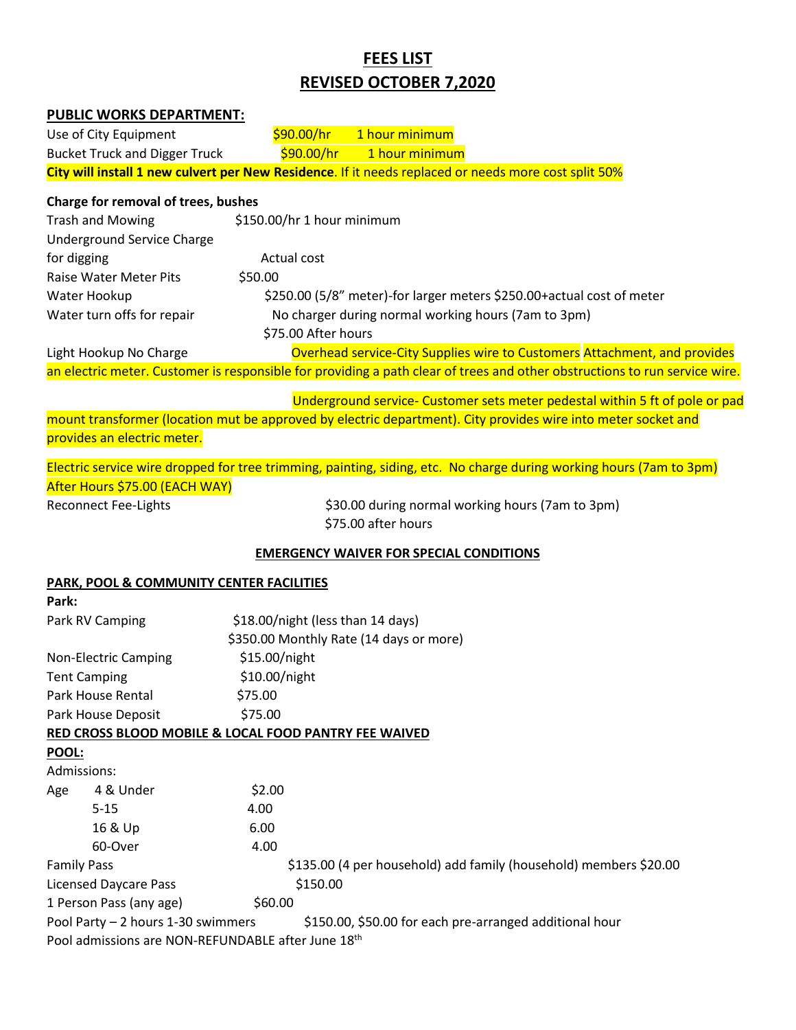# FEES LIST
# REVISED OCTOBER 7,2020

## PUBLIC WORKS DEPARTMENT:

| | | |
|---|---|---|
| Use of City Equipment | $90.00/hr | 1 hour minimum |
| Bucket Truck and Digger Truck | $90.00/hr | 1 hour minimum |

**City will install 1 new culvert per New Residence**. If it needs replaced or needs more cost split 50%

**Charge for removal of trees, bushes**

| | |
|---|---|
| Trash and Mowing | $150.00/hr 1 hour minimum |
| Underground Service Charge for digging | Actual cost |
| Raise Water Meter Pits | $50.00 |
| Water Hookup | $250.00 (5/8" meter)-for larger meters $250.00+actual cost of meter |
| Water turn offs for repair | No charger during normal working hours (7am to 3pm)<br>$75.00 After hours |

Light Hookup No Charge — Overhead service-City Supplies wire to Customers Attachment, and provides an electric meter. Customer is responsible for providing a path clear of trees and other obstructions to run service wire.

Underground service- Customer sets meter pedestal within 5 ft of pole or pad mount transformer (location mut be approved by electric department). City provides wire into meter socket and provides an electric meter.

Electric service wire dropped for tree trimming, painting, siding, etc. No charge during working hours (7am to 3pm) After Hours $75.00 (EACH WAY)

Reconnect Fee-Lights — $30.00 during normal working hours (7am to 3pm)
$75.00 after hours

**EMERGENCY WAIVER FOR SPECIAL CONDITIONS**

## PARK, POOL & COMMUNITY CENTER FACILITIES

**Park:**

| | |
|---|---|
| Park RV Camping | $18.00/night (less than 14 days)<br>$350.00 Monthly Rate (14 days or more) |
| Non-Electric Camping | $15.00/night |
| Tent Camping | $10.00/night |
| Park House Rental | $75.00 |
| Park House Deposit | $75.00 |

**RED CROSS BLOOD MOBILE & LOCAL FOOD PANTRY FEE WAIVED**

**POOL:**

Admissions:

| Age | | |
|---|---|---|
| | 4 & Under | $2.00 |
| | 5-15 | 4.00 |
| | 16 & Up | 6.00 |
| | 60-Over | 4.00 |

| | |
|---|---|
| Family Pass | $135.00 (4 per household) add family (household) members $20.00 |
| Licensed Daycare Pass | $150.00 |
| 1 Person Pass (any age) | $60.00 |
| Pool Party – 2 hours 1-30 swimmers | $150.00, $50.00 for each pre-arranged additional hour |

Pool admissions are NON-REFUNDABLE after June 18th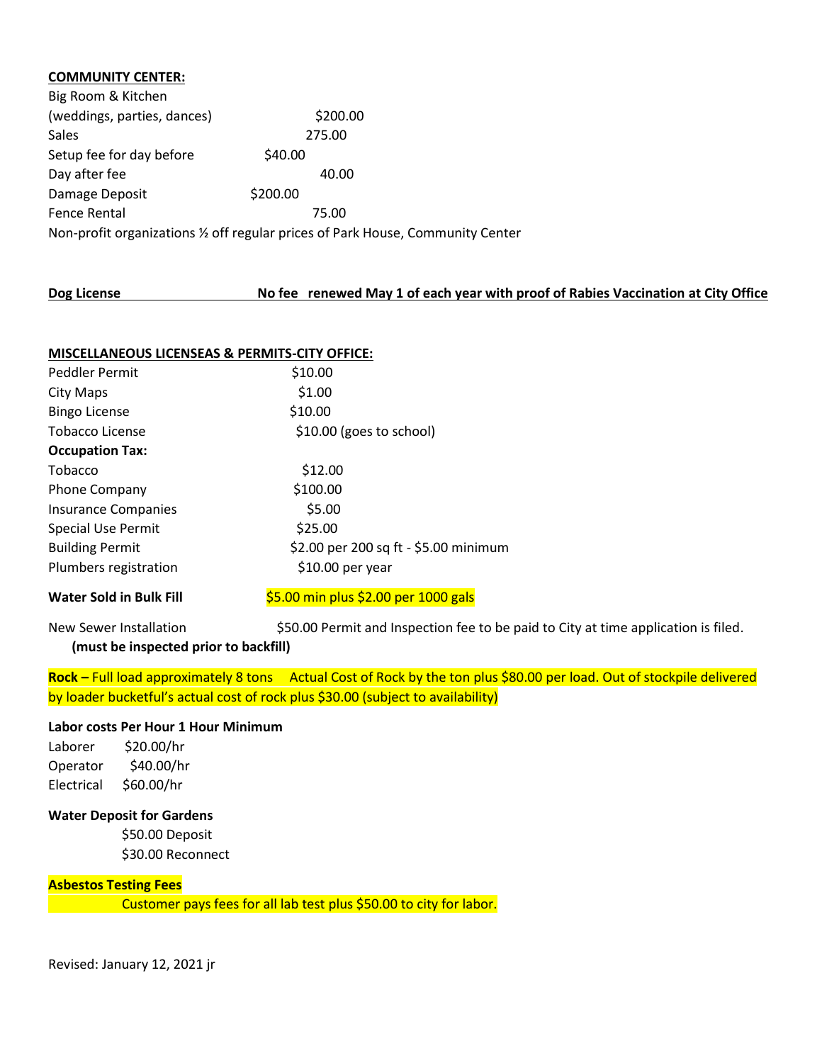**COMMUNITY CENTER:**

| | |
|---|---|
| Big Room & Kitchen (weddings, parties, dances) | $200.00 |
| Sales | 275.00 |
| Setup fee for day before | $40.00 |
| Day after fee | 40.00 |
| Damage Deposit | $200.00 |
| Fence Rental | 75.00 |

Non-profit organizations ½ off regular prices of Park House, Community Center

**Dog License** **No fee renewed May 1 of each year with proof of Rabies Vaccination at City Office**

**MISCELLANEOUS LICENSEAS & PERMITS-CITY OFFICE:**

| | |
|---|---|
| Peddler Permit | $10.00 |
| City Maps | $1.00 |
| Bingo License | $10.00 |
| Tobacco License | $10.00 (goes to school) |
| **Occupation Tax:** | |
| Tobacco | $12.00 |
| Phone Company | $100.00 |
| Insurance Companies | $5.00 |
| Special Use Permit | $25.00 |
| Building Permit | $2.00 per 200 sq ft - $5.00 minimum |
| Plumbers registration | $10.00 per year |
| **Water Sold in Bulk Fill** | $5.00 min plus $2.00 per 1000 gals |

New Sewer Installation $50.00 Permit and Inspection fee to be paid to City at time application is filed.
**(must be inspected prior to backfill)**

**Rock –** Full load approximately 8 tons Actual Cost of Rock by the ton plus $80.00 per load. Out of stockpile delivered by loader bucketful's actual cost of rock plus $30.00 (subject to availability)

**Labor costs Per Hour 1 Hour Minimum**

| | |
|---|---|
| Laborer | $20.00/hr |
| Operator | $40.00/hr |
| Electrical | $60.00/hr |

**Water Deposit for Gardens**

$50.00 Deposit
$30.00 Reconnect

**Asbestos Testing Fees**

Customer pays fees for all lab test plus $50.00 to city for labor.

Revised: January 12, 2021 jr